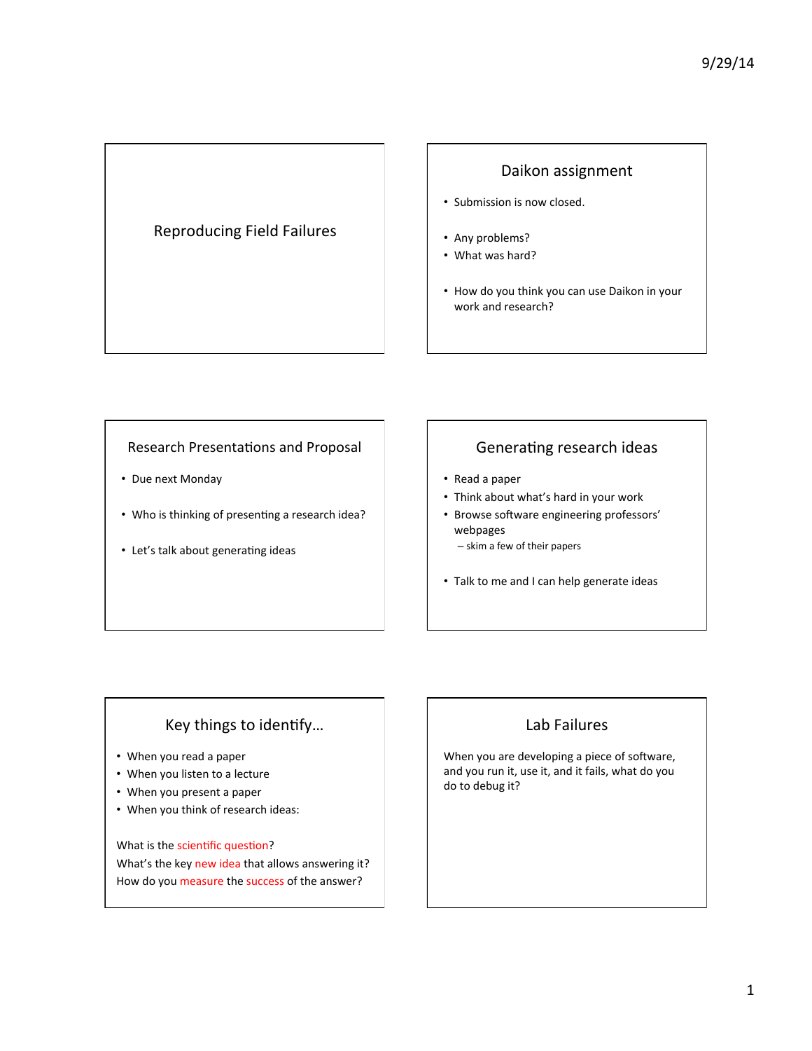# Reproducing Field Failures

## Daikon assignment

- Submission is now closed.
- Any problems?
- What was hard?
- How do you think you can use Daikon in your work and research?

## Research Presentations and Proposal

- Due next Monday
- Who is thinking of presenting a research idea?
- Let's talk about generating ideas

## Generating research ideas

- Read a paper
- Think about what's hard in your work
- Browse software engineering professors' webpages
  - skim a few of their papers
- Talk to me and I can help generate ideas

## Key things to identify…

- When you read a paper
- When you listen to a lecture
- When you present a paper
- When you think of research ideas:

What is the scientific question?
What's the key new idea that allows answering it?
How do you measure the success of the answer?

## Lab Failures

When you are developing a piece of software, and you run it, use it, and it fails, what do you do to debug it?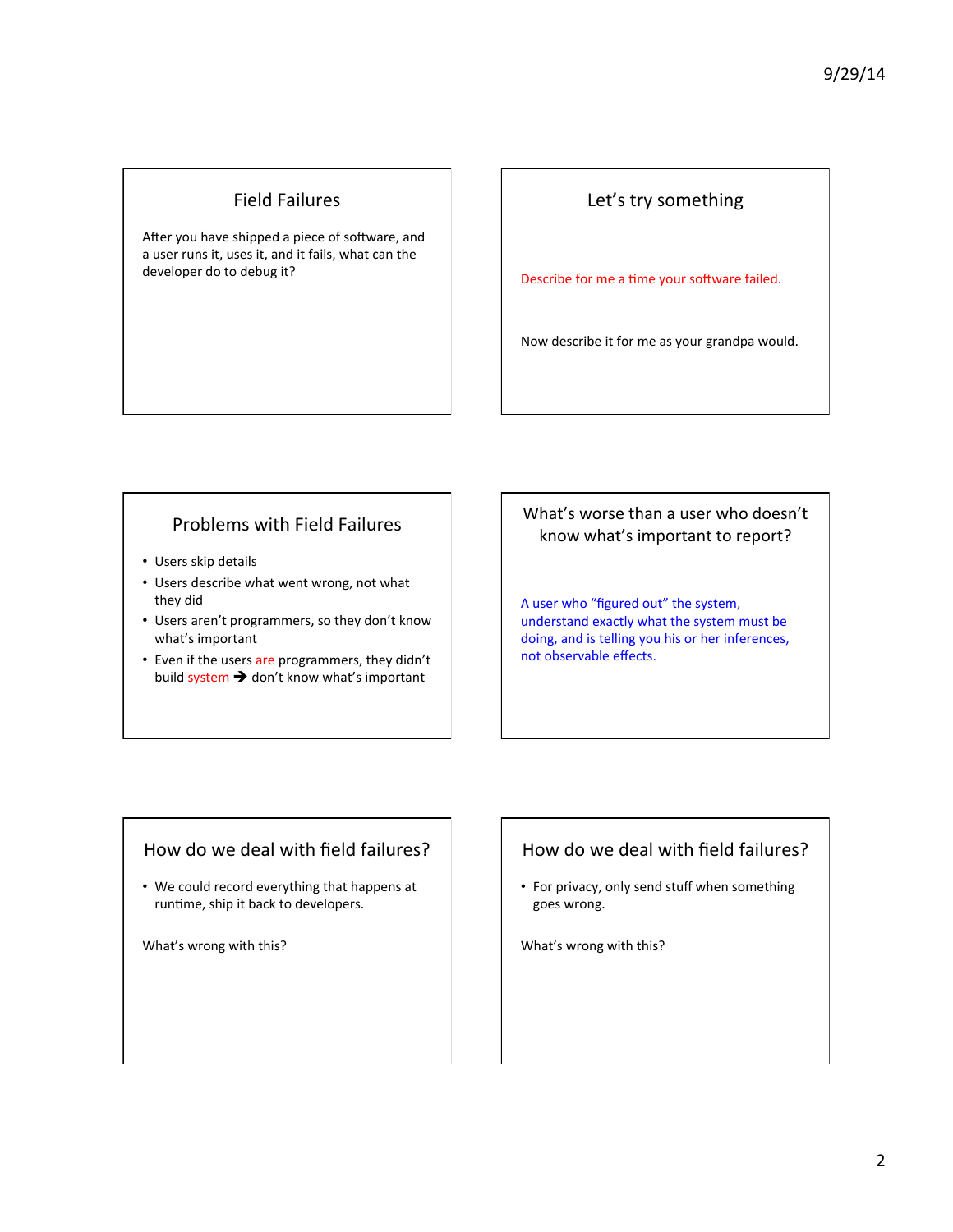## Field Failures

After you have shipped a piece of software, and a user runs it, uses it, and it fails, what can the developer do to debug it?

## Let's try something

Describe for me a time your software failed.

Now describe it for me as your grandpa would.

## Problems with Field Failures

- Users skip details
- Users describe what went wrong, not what they did
- Users aren't programmers, so they don't know what's important
- Even if the users are programmers, they didn't build system ➔ don't know what's important

## What's worse than a user who doesn't know what's important to report?

A user who "figured out" the system, understand exactly what the system must be doing, and is telling you his or her inferences, not observable effects.

## How do we deal with field failures?

- We could record everything that happens at runtime, ship it back to developers.

What's wrong with this?

## How do we deal with field failures?

- For privacy, only send stuff when something goes wrong.

What's wrong with this?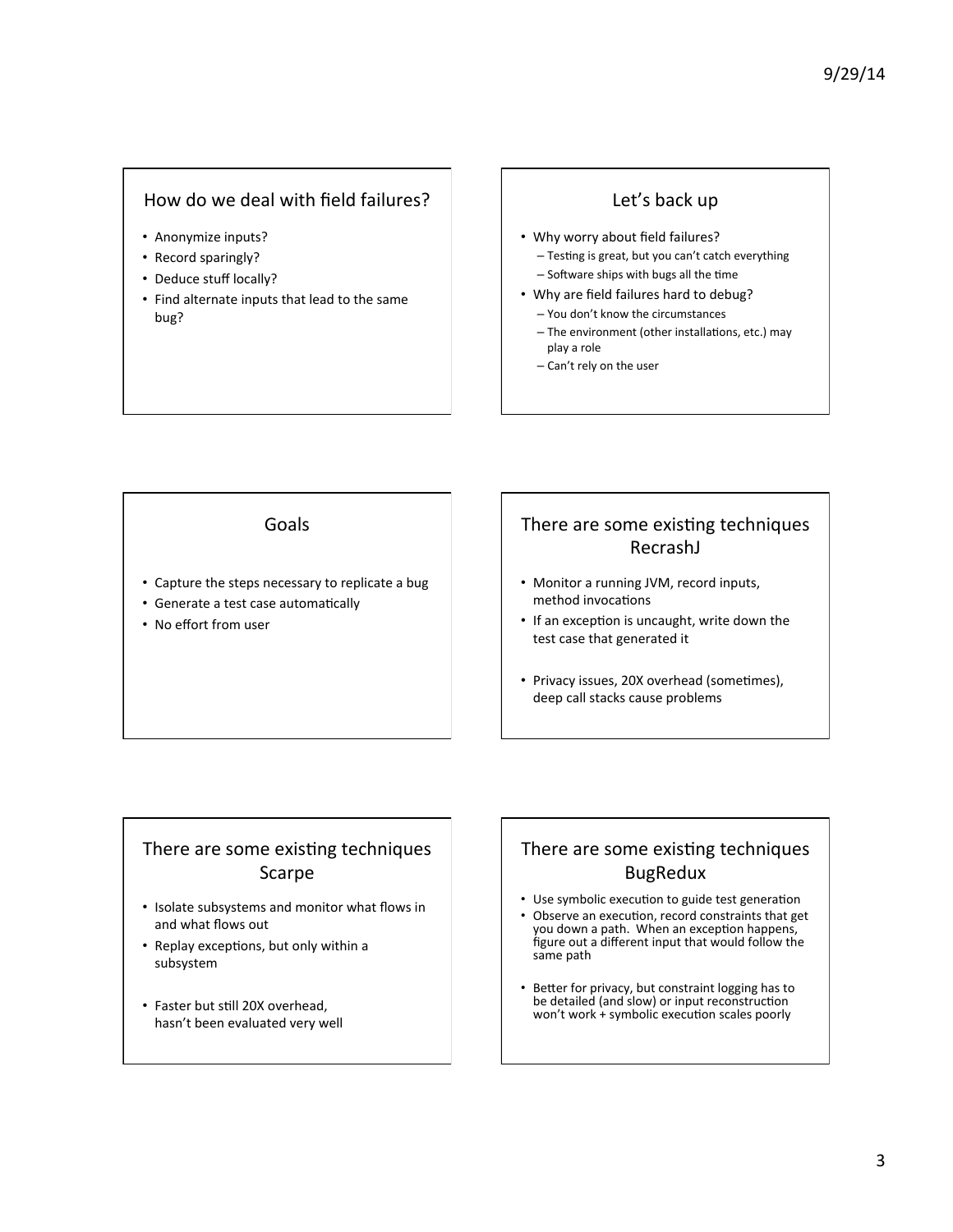## How do we deal with field failures?

- Anonymize inputs?
- Record sparingly?
- Deduce stuff locally?
- Find alternate inputs that lead to the same bug?

## Let's back up

- Why worry about field failures?
  - Testing is great, but you can't catch everything
  - Software ships with bugs all the time
- Why are field failures hard to debug?
  - You don't know the circumstances
  - The environment (other installations, etc.) may play a role
  - Can't rely on the user

## Goals

- Capture the steps necessary to replicate a bug
- Generate a test case automatically
- No effort from user

## There are some existing techniques RecrashJ

- Monitor a running JVM, record inputs, method invocations
- If an exception is uncaught, write down the test case that generated it
- Privacy issues, 20X overhead (sometimes), deep call stacks cause problems

## There are some existing techniques Scarpe

- Isolate subsystems and monitor what flows in and what flows out
- Replay exceptions, but only within a subsystem
- Faster but still 20X overhead, hasn't been evaluated very well

## There are some existing techniques BugRedux

- Use symbolic execution to guide test generation
- Observe an execution, record constraints that get you down a path. When an exception happens, figure out a different input that would follow the same path
- Better for privacy, but constraint logging has to be detailed (and slow) or input reconstruction won't work + symbolic execution scales poorly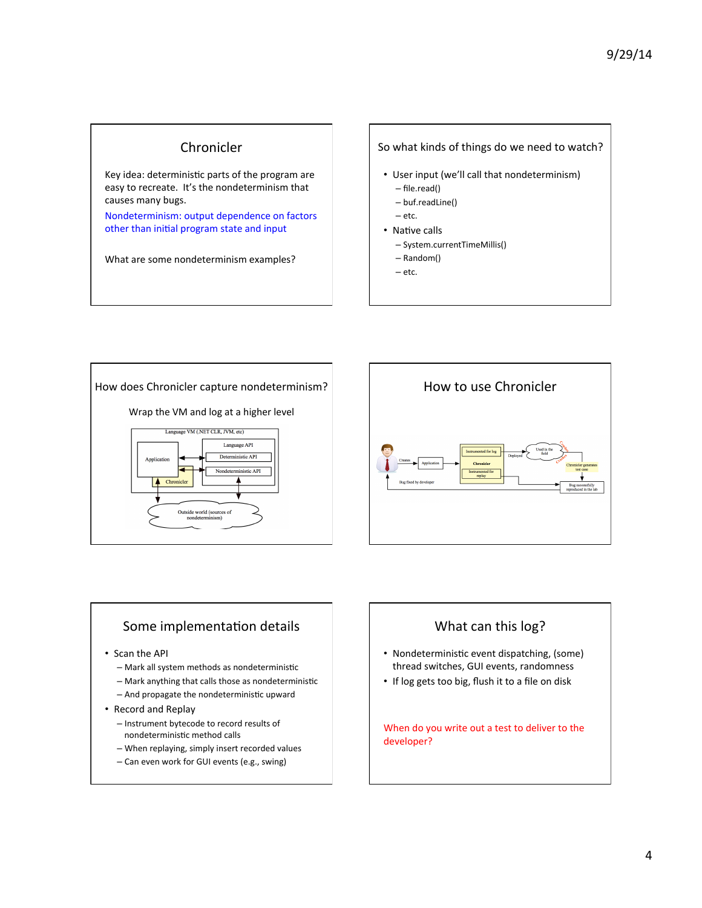## Chronicler

Key idea: deterministic parts of the program are easy to recreate. It's the nondeterminism that causes many bugs.

Nondeterminism: output dependence on factors other than initial program state and input

What are some nondeterminism examples?

## So what kinds of things do we need to watch?

- User input (we'll call that nondeterminism)
  - file.read()
  - buf.readLine()
  - etc.
- Native calls
  - System.currentTimeMillis()
  - Random()
  - etc.

## How does Chronicler capture nondeterminism?

Wrap the VM and log at a higher level

Language VM (.NET CLR, JVM, etc)

Application

Language API

Deterministic API

Nondeterministic API

Chronicler

Outside world (sources of nondeterminism)

## How to use Chronicler

Creates

Application

Instrumented for log

Chronicler

Instrumented for replay

Deployed

Used in the field

Crashes

Chronicler generates test case

Bug fixed by developer

Bug successfully reproduced in the lab

## Some implementation details

- Scan the API
  - Mark all system methods as nondeterministic
  - Mark anything that calls those as nondeterministic
  - And propagate the nondeterministic upward
- Record and Replay
  - Instrument bytecode to record results of nondeterministic method calls
  - When replaying, simply insert recorded values
  - Can even work for GUI events (e.g., swing)

## What can this log?

- Nondeterministic event dispatching, (some) thread switches, GUI events, randomness
- If log gets too big, flush it to a file on disk

When do you write out a test to deliver to the developer?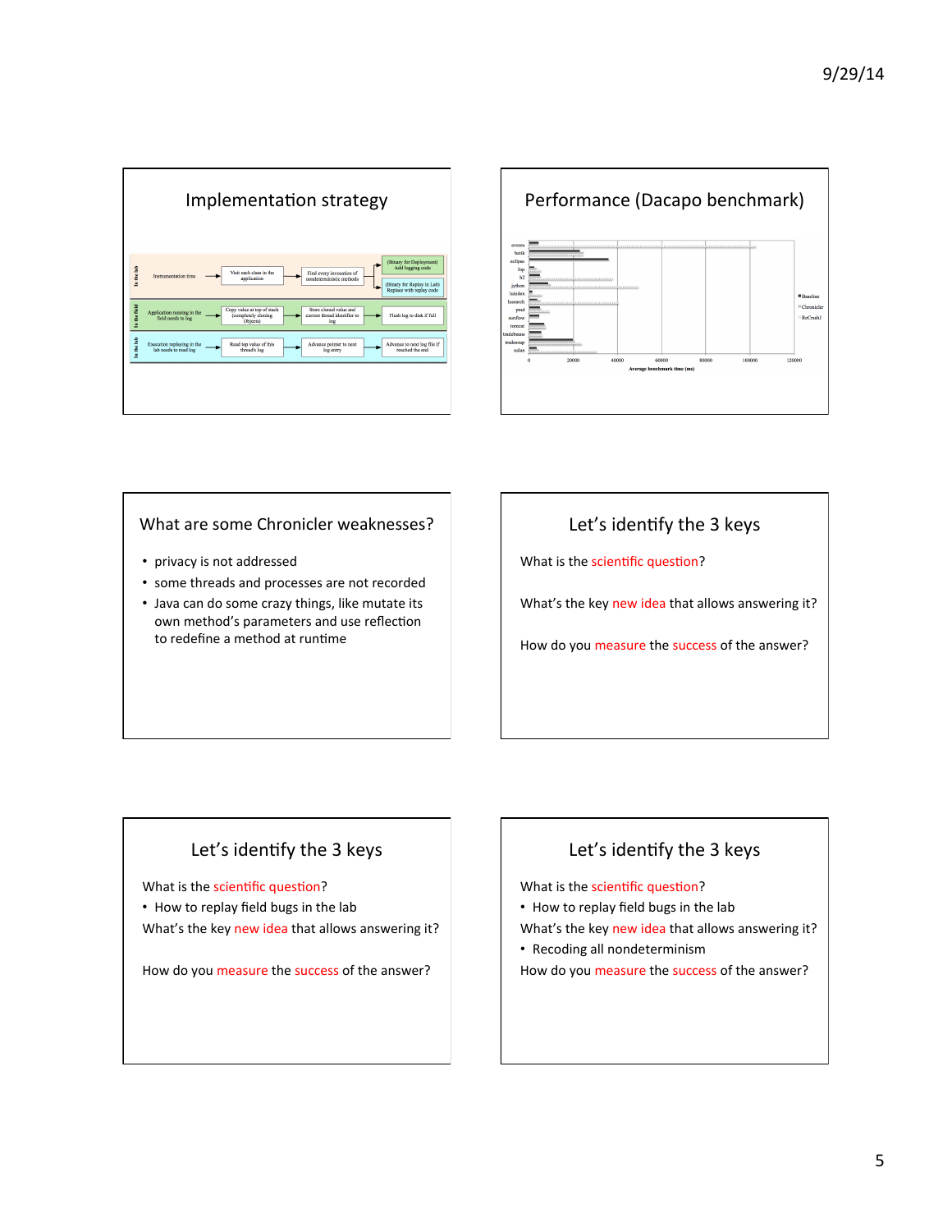## Implementation strategy

| | | | | |
|---|---|---|---|---|
| In the lab | Instrumentation time | Visit each class in the application | Find every invocation of nondeterministic methods | (Binary for Deployment) Add logging code / (Binary for Replay in Lab) Replace with replay code |
| In the field | Application running in the field needs to log | Copy value at top of stack (completely cloning Objects) | Store cloned value and current thread identifier to log | Flush log to disk if full |
| In the lab | Execution replaying in the lab needs to read log | Read top value of this thread's log | Advance pointer to next log entry | Advance to next log file if reached the end |

## Performance (Dacapo benchmark)

Benchmarks: avrora, batik, eclipse, fop, h2, jython, luindex, lusearch, pmd, sunflow, tomcat, tradebeans, tradesoap, xalan

Legend: Baseline, Chronicler, ReCrashJ

Average benchmark time (ms): 0, 20000, 40000, 60000, 80000, 100000, 120000

## What are some Chronicler weaknesses?

- privacy is not addressed
- some threads and processes are not recorded
- Java can do some crazy things, like mutate its own method's parameters and use reflection to redefine a method at runtime

## Let's identify the 3 keys

What is the scientific question?

What's the key new idea that allows answering it?

How do you measure the success of the answer?

## Let's identify the 3 keys

What is the scientific question?

- How to replay field bugs in the lab

What's the key new idea that allows answering it?

How do you measure the success of the answer?

## Let's identify the 3 keys

What is the scientific question?

- How to replay field bugs in the lab

What's the key new idea that allows answering it?

- Recoding all nondeterminism

How do you measure the success of the answer?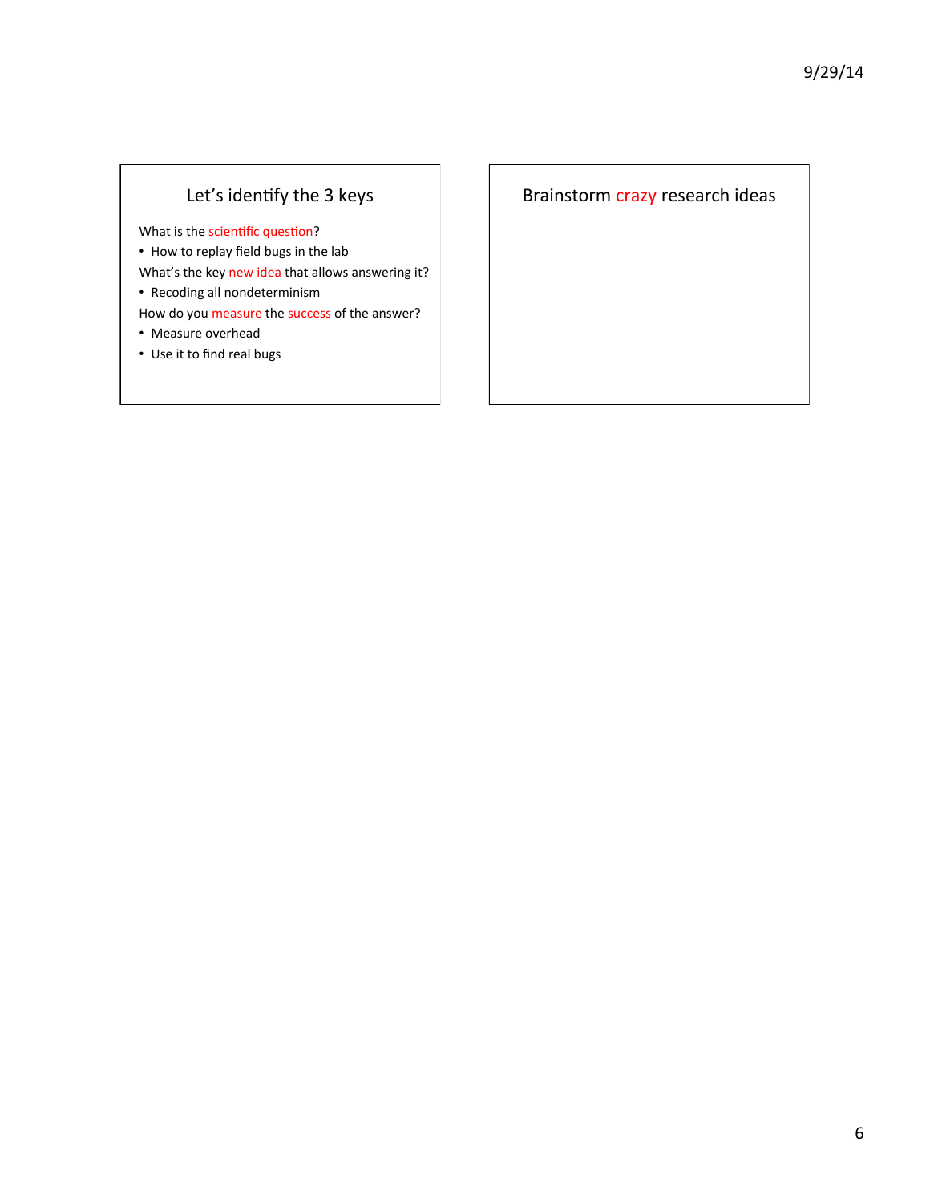## Let's identify the 3 keys

What is the scientific question?

- How to replay field bugs in the lab

What's the key new idea that allows answering it?

- Recoding all nondeterminism

How do you measure the success of the answer?

- Measure overhead
- Use it to find real bugs

## Brainstorm crazy research ideas